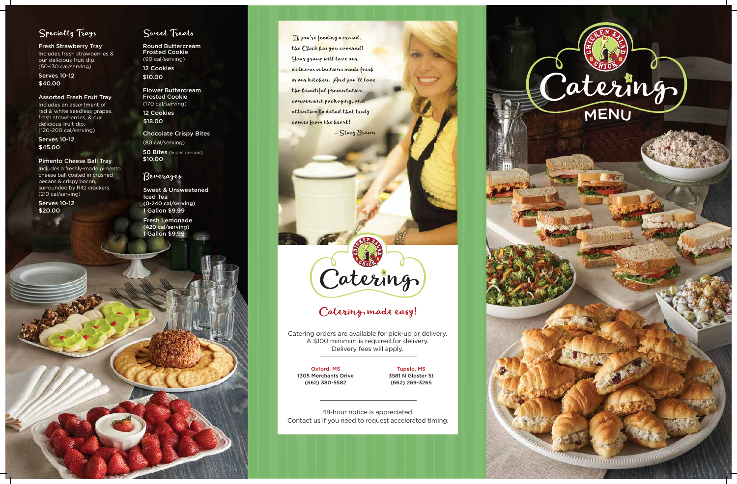## Specialty Trays

**Fresh Strawberry Tray**
Includes fresh strawberries & our delicious fruit dip.
(50-130 cal/serving)

Serves 10-12
$40.00

**Assorted Fresh Fruit Tray**
Includes an assortment of red & white seedless grapes, fresh strawberries, & our delicious fruit dip.
(120-200 cal/serving)

Serves 10-12
$45.00

**Pimento Cheese Ball Tray**
Includes a freshly-made pimento cheese ball coated in crushed pecans & crispy bacon, surrounded by Ritz crackers.
(210 cal/serving)

Serves 10-12
$20.00

## Sweet Treats

**Round Buttercream Frosted Cookie**
(90 cal/serving)

12 Cookies
$10.00

**Flower Buttercream Frosted Cookie**
(170 cal/serving)

12 Cookies
$18.00

**Chocolate Crispy Bites**
(80 cal/serving)

50 Bites (5 per person)
$10.00

## Beverages

**Sweet & Unsweetened Iced Tea**
(0-240 cal/serving)
1 Gallon $9.99

**Fresh Lemonade**
(420 cal/serving)
1 Gallon $9.99

*If you're feeding a crowd, the Chick has you covered! Your group will love our delicious selections made fresh in our kitchen. And you'll love the beautiful presentation, convenient packaging, and attention to detail that truly comes from the heart!*

*– Stacy Brown*

Chicken Salad Chick Catering

## Catering made easy!

Catering orders are available for pick-up or delivery.
A $100 minimim is required for delivery.
Delivery fees will apply.

**Oxford, MS**
1305 Merchants Drive
(662) 380-5582

**Tupelo, MS**
3581 N Gloster St
(662) 269-3265

48-hour notice is appreciated.
Contact us if you need to request accelerated timing.

# Chicken Salad Chick Catering MENU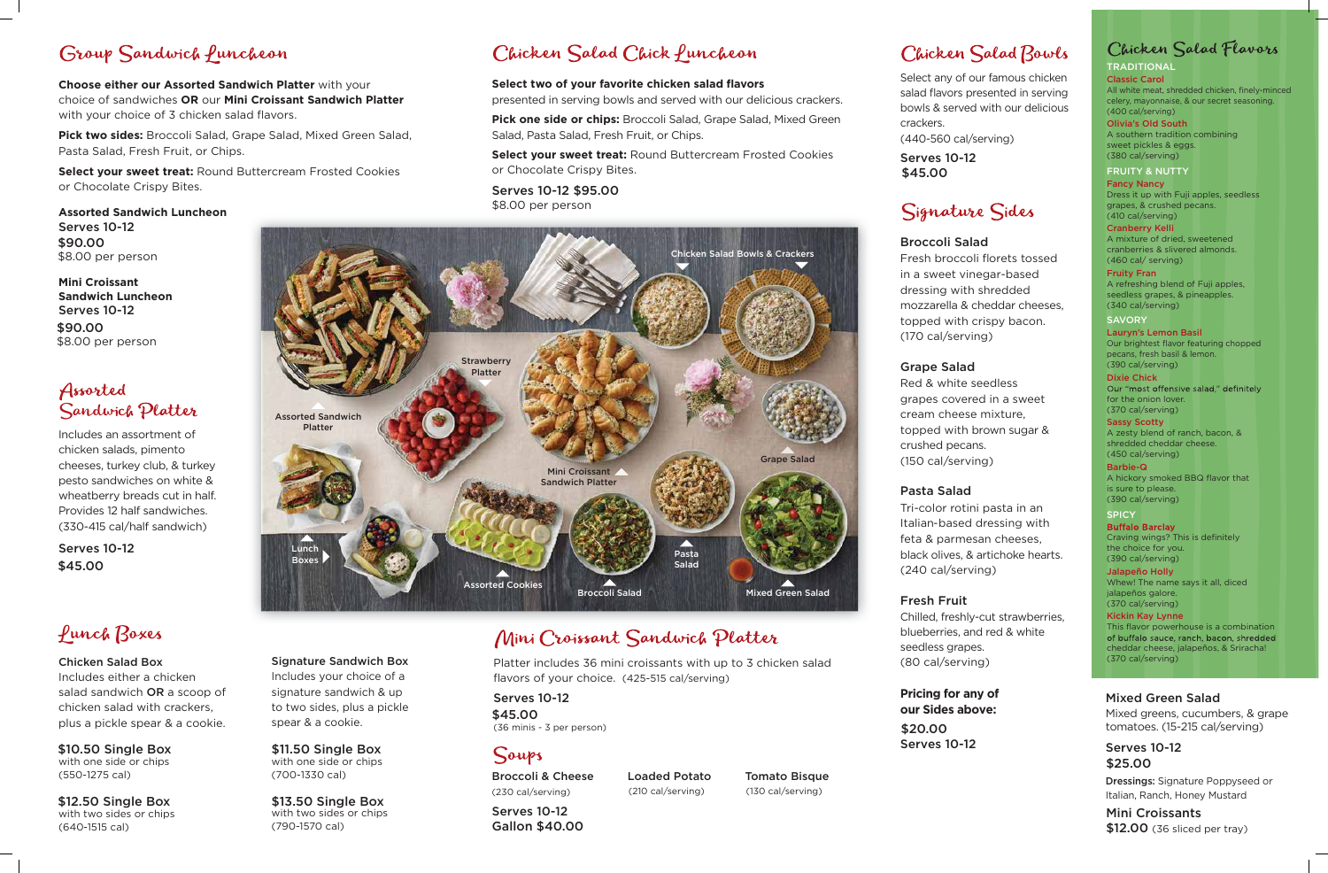## Group Sandwich Luncheon

**Choose either our Assorted Sandwich Platter** with your choice of sandwiches **OR** our **Mini Croissant Sandwich Platter** with your choice of 3 chicken salad flavors.

**Pick two sides:** Broccoli Salad, Grape Salad, Mixed Green Salad, Pasta Salad, Fresh Fruit, or Chips.

**Select your sweet treat:** Round Buttercream Frosted Cookies or Chocolate Crispy Bites.

**Assorted Sandwich Luncheon**
Serves 10-12
$90.00
$8.00 per person

**Mini Croissant Sandwich Luncheon**
Serves 10-12
$90.00
$8.00 per person

## Assorted Sandwich Platter

Includes an assortment of chicken salads, pimento cheeses, turkey club, & turkey pesto sandwiches on white & wheatberry breads cut in half. Provides 12 half sandwiches. (330-415 cal/half sandwich)

Serves 10-12
$45.00

## Chicken Salad Chick Luncheon

**Select two of your favorite chicken salad flavors** presented in serving bowls and served with our delicious crackers.

**Pick one side or chips:** Broccoli Salad, Grape Salad, Mixed Green Salad, Pasta Salad, Fresh Fruit, or Chips.

**Select your sweet treat:** Round Buttercream Frosted Cookies or Chocolate Crispy Bites.

Serves 10-12 $95.00
$8.00 per person

Chicken Salad Bowls & Crackers
Strawberry Platter
Assorted Sandwich Platter
Mini Croissant Sandwich Platter
Grape Salad
Lunch Boxes
Pasta Salad
Assorted Cookies
Broccoli Salad
Mixed Green Salad

## Lunch Boxes

**Chicken Salad Box**
Includes either a chicken salad sandwich **OR** a scoop of chicken salad with crackers, plus a pickle spear & a cookie.

**$10.50 Single Box** with one side or chips (550-1275 cal)

**$12.50 Single Box** with two sides or chips (640-1515 cal)

**Signature Sandwich Box**
Includes your choice of a signature sandwich & up to two sides, plus a pickle spear & a cookie.

**$11.50 Single Box** with one side or chips (700-1330 cal)

**$13.50 Single Box** with two sides or chips (790-1570 cal)

## Mini Croissant Sandwich Platter

Platter includes 36 mini croissants with up to 3 chicken salad flavors of your choice. (425-515 cal/serving)

Serves 10-12
$45.00
(36 minis - 3 per person)

## Soups

**Broccoli & Cheese** (230 cal/serving)

**Loaded Potato** (210 cal/serving)

**Tomato Bisque** (130 cal/serving)

Serves 10-12
Gallon $40.00

## Chicken Salad Bowls

Select any of our famous chicken salad flavors presented in serving bowls & served with our delicious crackers.
(440-560 cal/serving)

Serves 10-12
$45.00

## Signature Sides

**Broccoli Salad**
Fresh broccoli florets tossed in a sweet vinegar-based dressing with shredded mozzarella & cheddar cheeses, topped with crispy bacon. (170 cal/serving)

**Grape Salad**
Red & white seedless grapes covered in a sweet cream cheese mixture, topped with brown sugar & crushed pecans. (150 cal/serving)

**Pasta Salad**
Tri-color rotini pasta in an Italian-based dressing with feta & parmesan cheeses, black olives, & artichoke hearts. (240 cal/serving)

**Fresh Fruit**
Chilled, freshly-cut strawberries, blueberries, and red & white seedless grapes. (80 cal/serving)

**Pricing for any of our Sides above:**
$20.00
Serves 10-12

## Chicken Salad Flavors

### TRADITIONAL

**Classic Carol**
All white meat, shredded chicken, finely-minced celery, mayonnaise, & our secret seasoning. (400 cal/serving)

**Olivia's Old South**
A southern tradition combining sweet pickles & eggs. (380 cal/serving)

### FRUITY & NUTTY

**Fancy Nancy**
Dress it up with Fuji apples, seedless grapes, & crushed pecans. (410 cal/serving)

**Cranberry Kelli**
A mixture of dried, sweetened cranberries & slivered almonds. (460 cal/ serving)

**Fruity Fran**
A refreshing blend of Fuji apples, seedless grapes, & pineapples. (340 cal/serving)

### SAVORY

**Lauryn's Lemon Basil**
Our brightest flavor featuring chopped pecans, fresh basil & lemon. (390 cal/serving)

**Dixie Chick**
Our "most offensive salad," definitely for the onion lover. (370 cal/serving)

**Sassy Scotty**
A zesty blend of ranch, bacon, & shredded cheddar cheese. (450 cal/serving)

**Barbie-Q**
A hickory smoked BBQ flavor that is sure to please. (390 cal/serving)

### SPICY

**Buffalo Barclay**
Craving wings? This is definitely the choice for you. (390 cal/serving)

**Jalapeño Holly**
Whew! The name says it all, diced jalapeños galore. (370 cal/serving)

**Kickin Kay Lynne**
This flavor powerhouse is a combination of buffalo sauce, ranch, bacon, shredded cheddar cheese, jalapeños, & Sriracha! (370 cal/serving)

**Mixed Green Salad**
Mixed greens, cucumbers, & grape tomatoes. (15-215 cal/serving)

Serves 10-12
$25.00

**Dressings:** Signature Poppyseed or Italian, Ranch, Honey Mustard

**Mini Croissants**
$12.00 (36 sliced per tray)